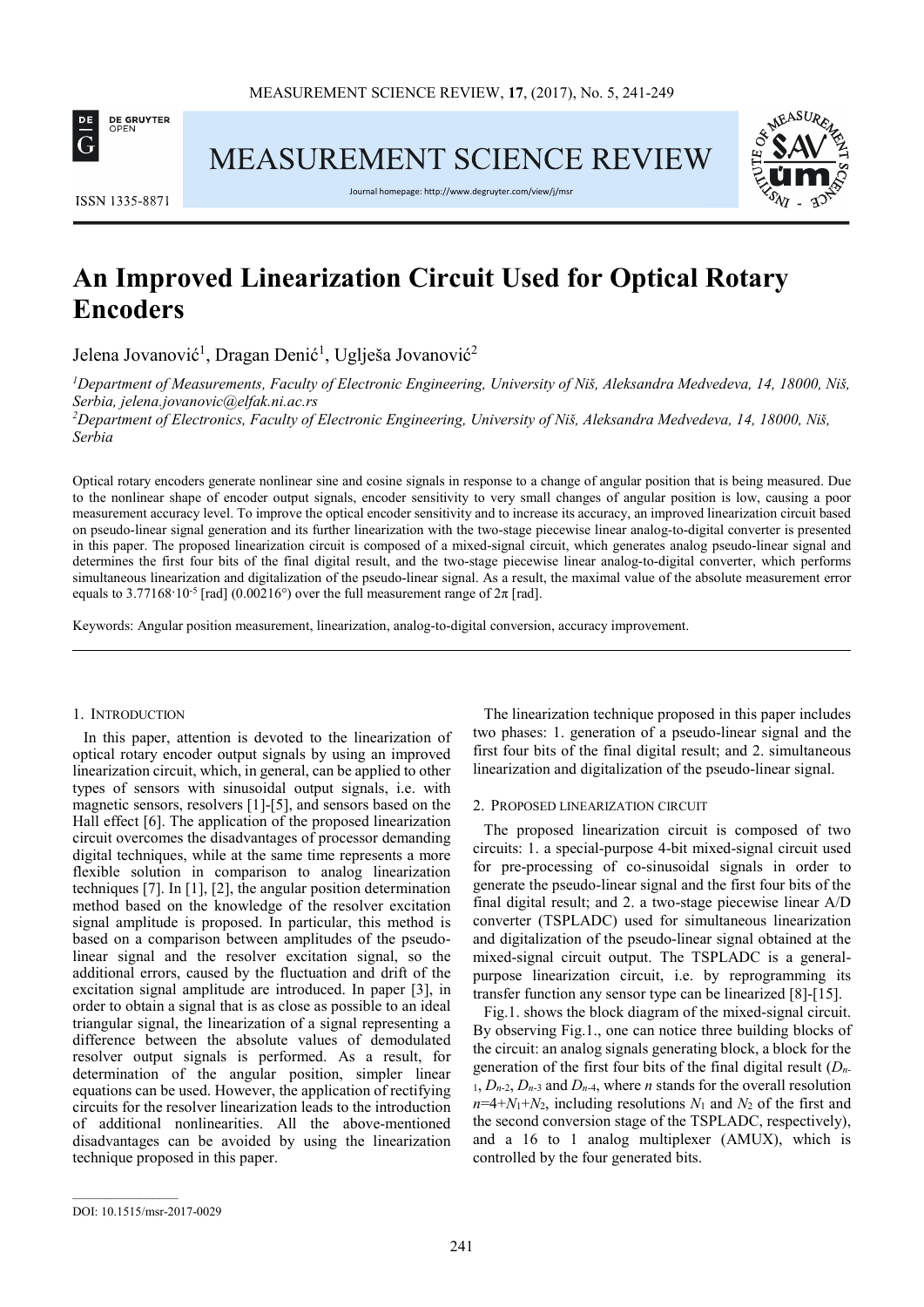# An Improved Linearization Circuit Used for Optical Rotary Encoders

Jelena Jovanović[1], Dragan Denić[1], Uglješa Jovanović[2]

[1]*Department of Measurements, Faculty of Electronic Engineering, University of Niš, Aleksandra Medvedeva, 14, 18000, Niš, Serbia, jelena.jovanovic@elfak.ni.ac.rs*

[2]*Department of Electronics, Faculty of Electronic Engineering, University of Niš, Aleksandra Medvedeva, 14, 18000, Niš, Serbia*

Optical rotary encoders generate nonlinear sine and cosine signals in response to a change of angular position that is being measured. Due to the nonlinear shape of encoder output signals, encoder sensitivity to very small changes of angular position is low, causing a poor measurement accuracy level. To improve the optical encoder sensitivity and to increase its accuracy, an improved linearization circuit based on pseudo-linear signal generation and its further linearization with the two-stage piecewise linear analog-to-digital converter is presented in this paper. The proposed linearization circuit is composed of a mixed-signal circuit, which generates analog pseudo-linear signal and determines the first four bits of the final digital result, and the two-stage piecewise linear analog-to-digital converter, which performs simultaneous linearization and digitalization of the pseudo-linear signal. As a result, the maximal value of the absolute measurement error equals to $3.77168 \cdot 10^{-5}$ [rad] (0.00216°) over the full measurement range of $2\pi$ [rad].

Keywords: Angular position measurement, linearization, analog-to-digital conversion, accuracy improvement.

## 1. Introduction

In this paper, attention is devoted to the linearization of optical rotary encoder output signals by using an improved linearization circuit, which, in general, can be applied to other types of sensors with sinusoidal output signals, i.e. with magnetic sensors, resolvers [1]-[5], and sensors based on the Hall effect [6]. The application of the proposed linearization circuit overcomes the disadvantages of processor demanding digital techniques, while at the same time represents a more flexible solution in comparison to analog linearization techniques [7]. In [1], [2], the angular position determination method based on the knowledge of the resolver excitation signal amplitude is proposed. In particular, this method is based on a comparison between amplitudes of the pseudo-linear signal and the resolver excitation signal, so the additional errors, caused by the fluctuation and drift of the excitation signal amplitude are introduced. In paper [3], in order to obtain a signal that is as close as possible to an ideal triangular signal, the linearization of a signal representing a difference between the absolute values of demodulated resolver output signals is performed. As a result, for determination of the angular position, simpler linear equations can be used. However, the application of rectifying circuits for the resolver linearization leads to the introduction of additional nonlinearities. All the above-mentioned disadvantages can be avoided by using the linearization technique proposed in this paper.

The linearization technique proposed in this paper includes two phases: 1. generation of a pseudo-linear signal and the first four bits of the final digital result; and 2. simultaneous linearization and digitalization of the pseudo-linear signal.

## 2. Proposed linearization circuit

The proposed linearization circuit is composed of two circuits: 1. a special-purpose 4-bit mixed-signal circuit used for pre-processing of co-sinusoidal signals in order to generate the pseudo-linear signal and the first four bits of the final digital result; and 2. a two-stage piecewise linear A/D converter (TSPLADC) used for simultaneous linearization and digitalization of the pseudo-linear signal obtained at the mixed-signal circuit output. The TSPLADC is a general-purpose linearization circuit, i.e. by reprogramming its transfer function any sensor type can be linearized [8]-[15].

Fig.1. shows the block diagram of the mixed-signal circuit. By observing Fig.1., one can notice three building blocks of the circuit: an analog signals generating block, a block for the generation of the first four bits of the final digital result ($D_{n-1}$, $D_{n-2}$, $D_{n-3}$ and $D_{n-4}$, where $n$ stands for the overall resolution $n=4+N_1+N_2$, including resolutions $N_1$ and $N_2$ of the first and the second conversion stage of the TSPLADC, respectively), and a 16 to 1 analog multiplexer (AMUX), which is controlled by the four generated bits.

DOI: 10.1515/msr-2017-0029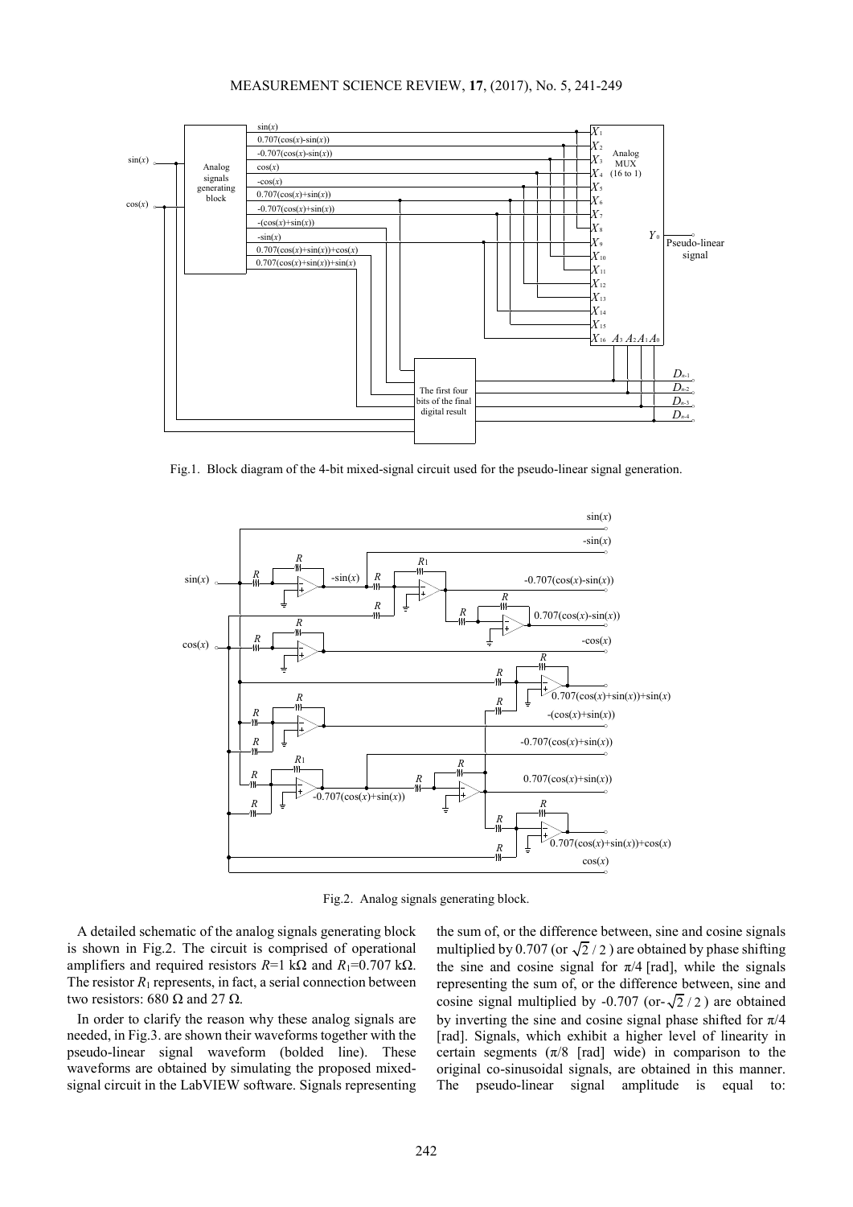Fig.1. Block diagram of the 4-bit mixed-signal circuit used for the pseudo-linear signal generation.

Fig.2. Analog signals generating block.

A detailed schematic of the analog signals generating block is shown in Fig.2. The circuit is comprised of operational amplifiers and required resistors $R$=1 kΩ and $R_1$=0.707 kΩ. The resistor $R_1$ represents, in fact, a serial connection between two resistors: 680 Ω and 27 Ω.

In order to clarify the reason why these analog signals are needed, in Fig.3. are shown their waveforms together with the pseudo-linear signal waveform (bolded line). These waveforms are obtained by simulating the proposed mixed-signal circuit in the LabVIEW software. Signals representing the sum of, or the difference between, sine and cosine signals multiplied by 0.707 (or $\sqrt{2}/2$) are obtained by phase shifting the sine and cosine signal for $\pi/4$ [rad], while the signals representing the sum of, or the difference between, sine and cosine signal multiplied by -0.707 (or $-\sqrt{2}/2$) are obtained by inverting the sine and cosine signal phase shifted for $\pi/4$ [rad]. Signals, which exhibit a higher level of linearity in certain segments ($\pi/8$ [rad] wide) in comparison to the original co-sinusoidal signals, are obtained in this manner. The pseudo-linear signal amplitude is equal to: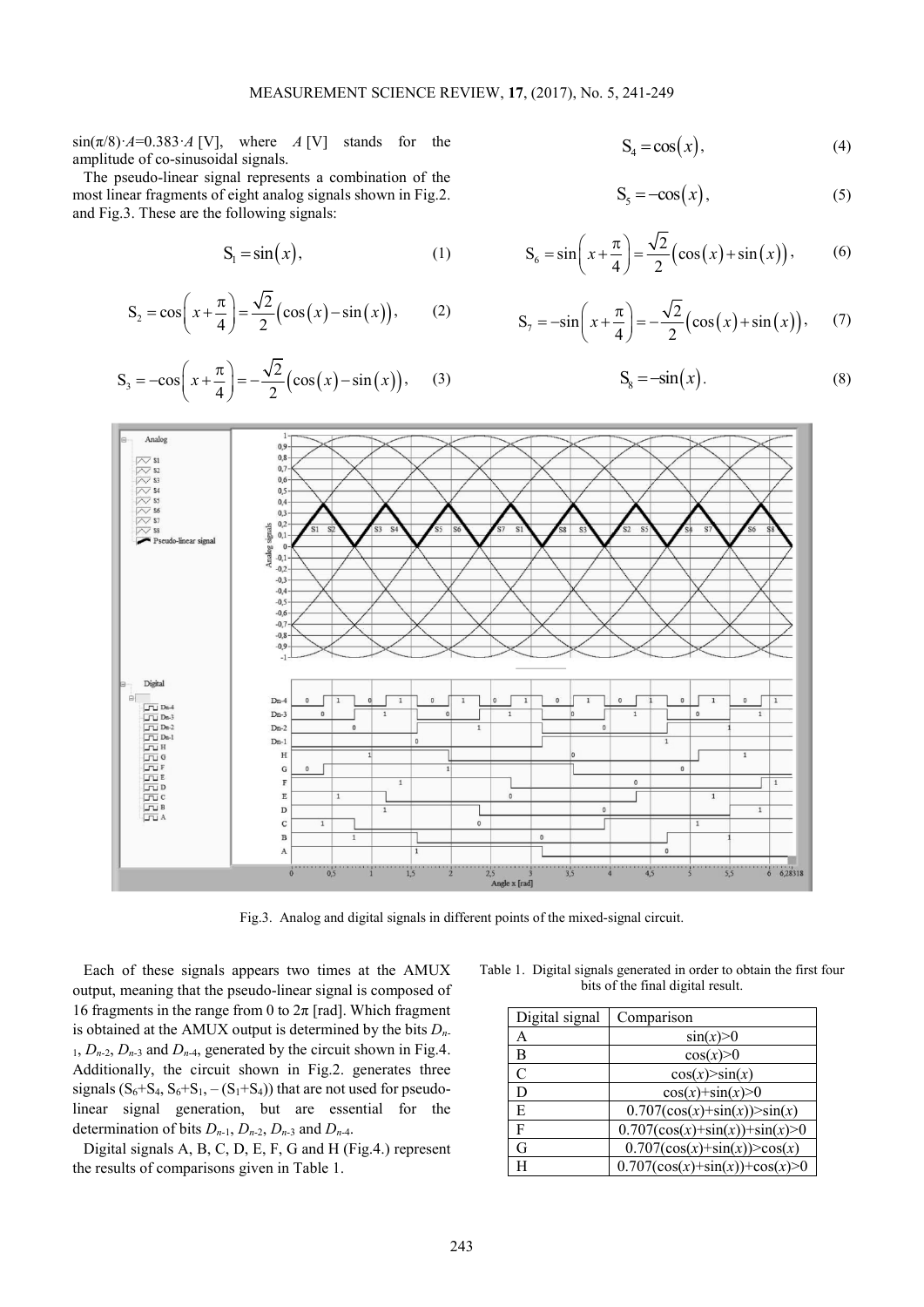$\sin(\pi/8)\cdot A$=0.383·$A$ [V], where $A$ [V] stands for the amplitude of co-sinusoidal signals.

The pseudo-linear signal represents a combination of the most linear fragments of eight analog signals shown in Fig.2. and Fig.3. These are the following signals:

$$S_1 = \sin(x), \tag{1}$$

$$S_2 = \cos\left(x + \frac{\pi}{4}\right) = \frac{\sqrt{2}}{2}\left(\cos(x) - \sin(x)\right), \tag{2}$$

$$S_3 = -\cos\left(x + \frac{\pi}{4}\right) = -\frac{\sqrt{2}}{2}\left(\cos(x) - \sin(x)\right), \tag{3}$$

$$S_4 = \cos(x), \tag{4}$$

$$S_5 = -\cos(x), \tag{5}$$

$$S_6 = \sin\left(x + \frac{\pi}{4}\right) = \frac{\sqrt{2}}{2}\left(\cos(x) + \sin(x)\right), \tag{6}$$

$$S_7 = -\sin\left(x + \frac{\pi}{4}\right) = -\frac{\sqrt{2}}{2}\left(\cos(x) + \sin(x)\right), \tag{7}$$

$$S_8 = -\sin(x). \tag{8}$$

Fig.3. Analog and digital signals in different points of the mixed-signal circuit.

Each of these signals appears two times at the AMUX output, meaning that the pseudo-linear signal is composed of 16 fragments in the range from 0 to 2π [rad]. Which fragment is obtained at the AMUX output is determined by the bits $D_{n-1}$, $D_{n-2}$, $D_{n-3}$ and $D_{n-4}$, generated by the circuit shown in Fig.4. Additionally, the circuit shown in Fig.2. generates three signals ($S_6$+$S_4$, $S_6$+$S_1$, – ($S_1$+$S_4$)) that are not used for pseudo-linear signal generation, but are essential for the determination of bits $D_{n-1}$, $D_{n-2}$, $D_{n-3}$ and $D_{n-4}$.

Digital signals A, B, C, D, E, F, G and H (Fig.4.) represent the results of comparisons given in Table 1.

Table 1. Digital signals generated in order to obtain the first four bits of the final digital result.

| Digital signal | Comparison |
|---|---|
| A | $\sin(x)>0$ |
| B | $\cos(x)>0$ |
| C | $\cos(x)>\sin(x)$ |
| D | $\cos(x)+\sin(x)>0$ |
| E | $0.707(\cos(x)+\sin(x))>\sin(x)$ |
| F | $0.707(\cos(x)+\sin(x))+\sin(x)>0$ |
| G | $0.707(\cos(x)+\sin(x))>\cos(x)$ |
| H | $0.707(\cos(x)+\sin(x))+\cos(x)>0$ |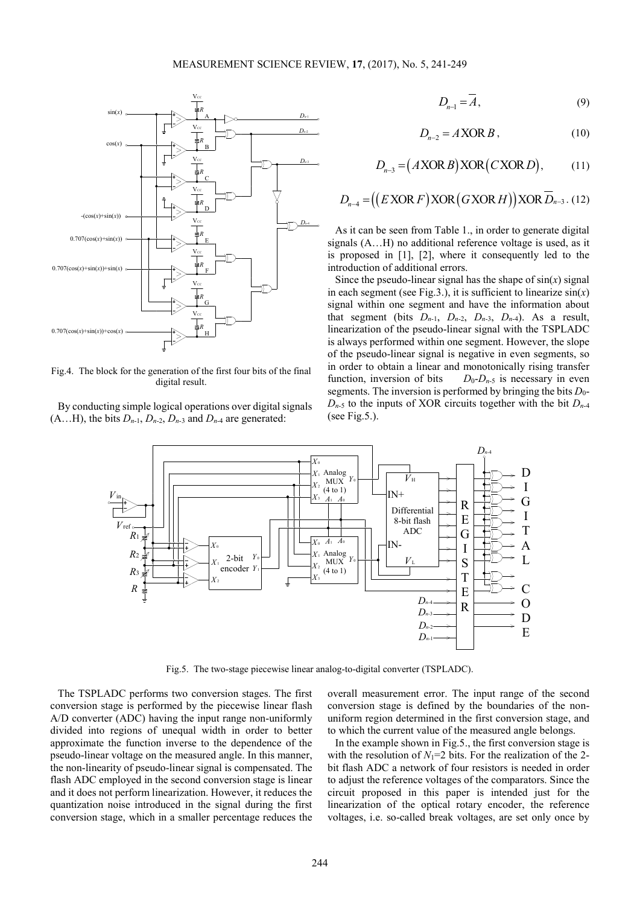Fig.4. The block for the generation of the first four bits of the final digital result.

By conducting simple logical operations over digital signals (A…H), the bits $D_{n-1}$, $D_{n-2}$, $D_{n-3}$ and $D_{n-4}$ are generated:

$$D_{n-1} = \overline{A}, \tag{9}$$

$$D_{n-2} = A\,\mathrm{XOR}\,B, \tag{10}$$

$$D_{n-3} = \left(A\,\mathrm{XOR}\,B\right)\mathrm{XOR}\left(C\,\mathrm{XOR}\,D\right), \tag{11}$$

$$D_{n-4} = \left(\left(E\,\mathrm{XOR}\,F\right)\mathrm{XOR}\left(G\,\mathrm{XOR}\,H\right)\right)\mathrm{XOR}\,\overline{D}_{n-3}. \tag{12}$$

As it can be seen from Table 1., in order to generate digital signals (A…H) no additional reference voltage is used, as it is proposed in [1], [2], where it consequently led to the introduction of additional errors.

Since the pseudo-linear signal has the shape of $\sin(x)$ signal in each segment (see Fig.3.), it is sufficient to linearize $\sin(x)$ signal within one segment and have the information about that segment (bits $D_{n-1}$, $D_{n-2}$, $D_{n-3}$, $D_{n-4}$). As a result, linearization of the pseudo-linear signal with the TSPLADC is always performed within one segment. However, the slope of the pseudo-linear signal is negative in even segments, so in order to obtain a linear and monotonically rising transfer function, inversion of bits $D_0$-$D_{n-5}$ is necessary in even segments. The inversion is performed by bringing the bits $D_0$-$D_{n-5}$ to the inputs of XOR circuits together with the bit $D_{n-4}$ (see Fig.5.).

Fig.5. The two-stage piecewise linear analog-to-digital converter (TSPLADC).

The TSPLADC performs two conversion stages. The first conversion stage is performed by the piecewise linear flash A/D converter (ADC) having the input range non-uniformly divided into regions of unequal width in order to better approximate the function inverse to the dependence of the pseudo-linear voltage on the measured angle. In this manner, the non-linearity of pseudo-linear signal is compensated. The flash ADC employed in the second conversion stage is linear and it does not perform linearization. However, it reduces the quantization noise introduced in the signal during the first conversion stage, which in a smaller percentage reduces the overall measurement error. The input range of the second conversion stage is defined by the boundaries of the non-uniform region determined in the first conversion stage, and to which the current value of the measured angle belongs.

In the example shown in Fig.5., the first conversion stage is with the resolution of $N_1$=2 bits. For the realization of the 2-bit flash ADC a network of four resistors is needed in order to adjust the reference voltages of the comparators. Since the circuit proposed in this paper is intended just for the linearization of the optical rotary encoder, the reference voltages, i.e. so-called break voltages, are set only once by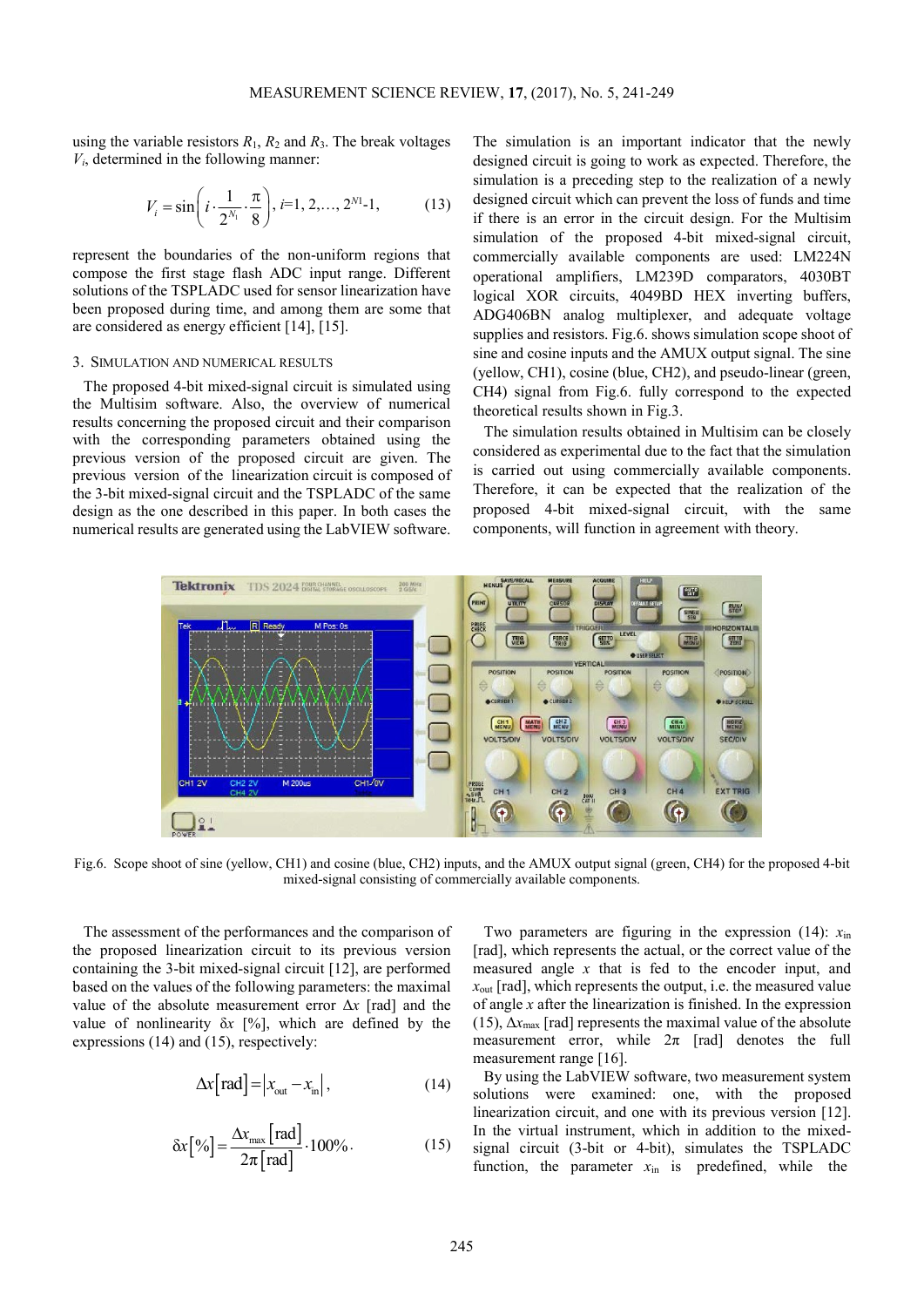using the variable resistors $R_1$, $R_2$ and $R_3$. The break voltages $V_i$, determined in the following manner:

$$V_i = \sin\left(i \cdot \frac{1}{2^{N_1}} \cdot \frac{\pi}{8}\right),\ i=1, 2,\ldots, 2^{N1}\text{-}1, \tag{13}$$

represent the boundaries of the non-uniform regions that compose the first stage flash ADC input range. Different solutions of the TSPLADC used for sensor linearization have been proposed during time, and among them are some that are considered as energy efficient [14], [15].

## 3. Simulation and numerical results

The proposed 4-bit mixed-signal circuit is simulated using the Multisim software. Also, the overview of numerical results concerning the proposed circuit and their comparison with the corresponding parameters obtained using the previous version of the proposed circuit are given. The previous version of the linearization circuit is composed of the 3-bit mixed-signal circuit and the TSPLADC of the same design as the one described in this paper. In both cases the numerical results are generated using the LabVIEW software.

The simulation is an important indicator that the newly designed circuit is going to work as expected. Therefore, the simulation is a preceding step to the realization of a newly designed circuit which can prevent the loss of funds and time if there is an error in the circuit design. For the Multisim simulation of the proposed 4-bit mixed-signal circuit, commercially available components are used: LM224N operational amplifiers, LM239D comparators, 4030BT logical XOR circuits, 4049BD HEX inverting buffers, ADG406BN analog multiplexer, and adequate voltage supplies and resistors. Fig.6. shows simulation scope shoot of sine and cosine inputs and the AMUX output signal. The sine (yellow, CH1), cosine (blue, CH2), and pseudo-linear (green, CH4) signal from Fig.6. fully correspond to the expected theoretical results shown in Fig.3.

The simulation results obtained in Multisim can be closely considered as experimental due to the fact that the simulation is carried out using commercially available components. Therefore, it can be expected that the realization of the proposed 4-bit mixed-signal circuit, with the same components, will function in agreement with theory.

Fig.6. Scope shoot of sine (yellow, CH1) and cosine (blue, CH2) inputs, and the AMUX output signal (green, CH4) for the proposed 4-bit mixed-signal consisting of commercially available components.

The assessment of the performances and the comparison of the proposed linearization circuit to its previous version containing the 3-bit mixed-signal circuit [12], are performed based on the values of the following parameters: the maximal value of the absolute measurement error $\Delta x$ [rad] and the value of nonlinearity $\delta x$ [%], which are defined by the expressions (14) and (15), respectively:

$$\Delta x[\mathrm{rad}] = \left| x_{\mathrm{out}} - x_{\mathrm{in}} \right|, \tag{14}$$

$$\delta x[\%] = \frac{\Delta x_{\max}[\mathrm{rad}]}{2\pi[\mathrm{rad}]} \cdot 100\%. \tag{15}$$

Two parameters are figuring in the expression (14): $x_{\mathrm{in}}$ [rad], which represents the actual, or the correct value of the measured angle $x$ that is fed to the encoder input, and $x_{\mathrm{out}}$ [rad], which represents the output, i.e. the measured value of angle $x$ after the linearization is finished. In the expression (15), $\Delta x_{\max}$ [rad] represents the maximal value of the absolute measurement error, while $2\pi$ [rad] denotes the full measurement range [16].

By using the LabVIEW software, two measurement system solutions were examined: one, with the proposed linearization circuit, and one with its previous version [12]. In the virtual instrument, which in addition to the mixed-signal circuit (3-bit or 4-bit), simulates the TSPLADC function, the parameter $x_{\mathrm{in}}$ is predefined, while the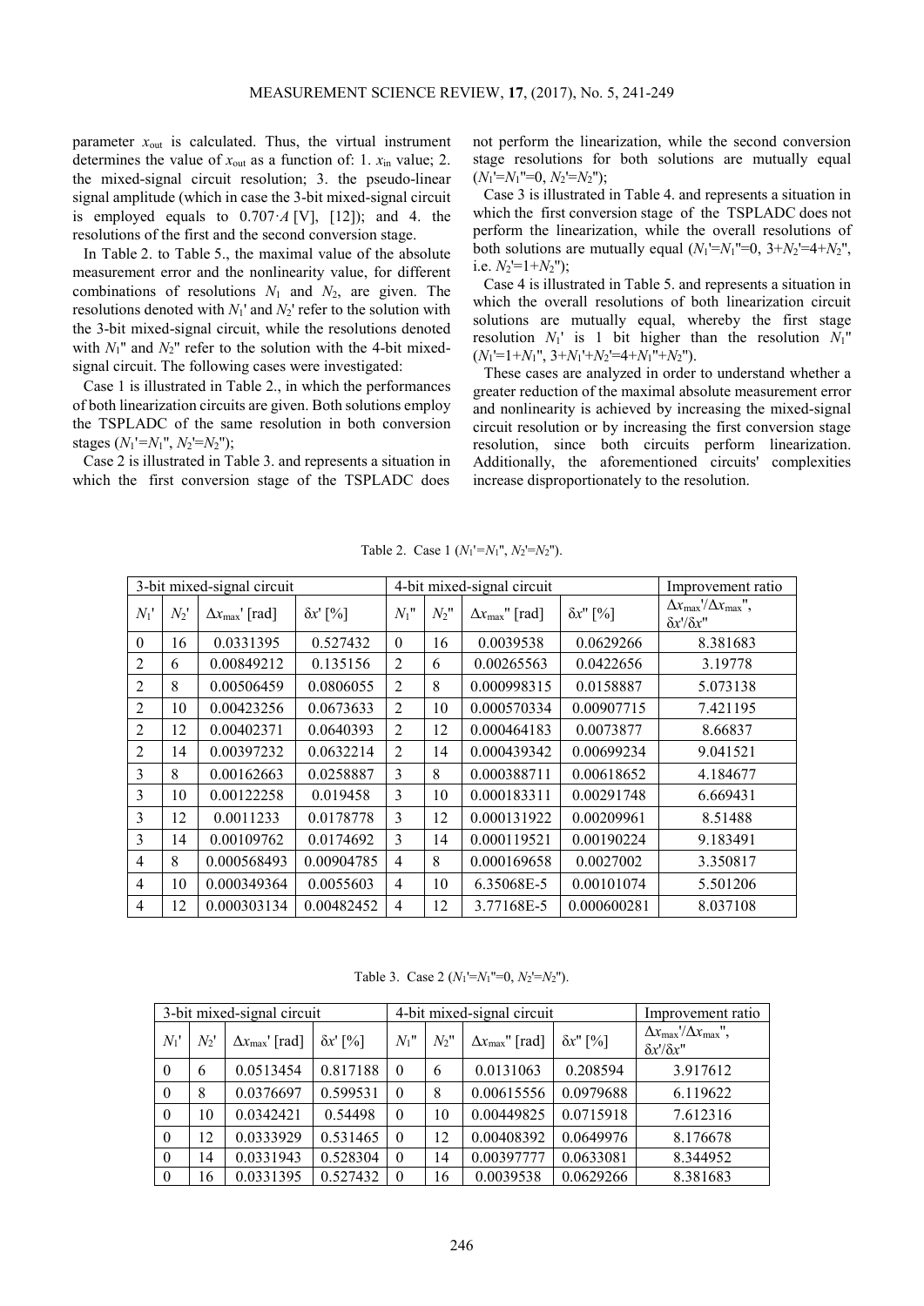parameter $x_{out}$ is calculated. Thus, the virtual instrument determines the value of $x_{out}$ as a function of: 1. $x_{in}$ value; 2. the mixed-signal circuit resolution; 3. the pseudo-linear signal amplitude (which in case the 3-bit mixed-signal circuit is employed equals to $0.707 \cdot A$ [V], [12]); and 4. the resolutions of the first and the second conversion stage.

In Table 2. to Table 5., the maximal value of the absolute measurement error and the nonlinearity value, for different combinations of resolutions $N_1$ and $N_2$, are given. The resolutions denoted with $N_1'$ and $N_2'$ refer to the solution with the 3-bit mixed-signal circuit, while the resolutions denoted with $N_1''$ and $N_2''$ refer to the solution with the 4-bit mixed-signal circuit. The following cases were investigated:

Case 1 is illustrated in Table 2., in which the performances of both linearization circuits are given. Both solutions employ the TSPLADC of the same resolution in both conversion stages ($N_1'=N_1''$, $N_2'=N_2''$);

Case 2 is illustrated in Table 3. and represents a situation in which the first conversion stage of the TSPLADC does not perform the linearization, while the second conversion stage resolutions for both solutions are mutually equal ($N_1'=N_1''=0$, $N_2'=N_2''$);

Case 3 is illustrated in Table 4. and represents a situation in which the first conversion stage of the TSPLADC does not perform the linearization, while the overall resolutions of both solutions are mutually equal ($N_1'=N_1''=0$, $3+N_2'=4+N_2''$, i.e. $N_2'=1+N_2''$);

Case 4 is illustrated in Table 5. and represents a situation in which the overall resolutions of both linearization circuit solutions are mutually equal, whereby the first stage resolution $N_1'$ is 1 bit higher than the resolution $N_1''$ ($N_1'=1+N_1''$, $3+N_1'+N_2'=4+N_1''+N_2''$).

These cases are analyzed in order to understand whether a greater reduction of the maximal absolute measurement error and nonlinearity is achieved by increasing the mixed-signal circuit resolution or by increasing the first conversion stage resolution, since both circuits perform linearization. Additionally, the aforementioned circuits' complexities increase disproportionately to the resolution.

Table 2. Case 1 ($N_1'=N_1''$, $N_2'=N_2''$).

| 3-bit mixed-signal circuit | | | | 4-bit mixed-signal circuit | | | | Improvement ratio |
|---|---|---|---|---|---|---|---|---|
| $N_1'$ | $N_2'$ | $\Delta x_{max}'$ [rad] | $\delta x'$ [%] | $N_1''$ | $N_2''$ | $\Delta x_{max}''$ [rad] | $\delta x''$ [%] | $\Delta x_{max}'/\Delta x_{max}''$, $\delta x'/\delta x''$ |
| 0 | 16 | 0.0331395 | 0.527432 | 0 | 16 | 0.0039538 | 0.0629266 | 8.381683 |
| 2 | 6 | 0.00849212 | 0.135156 | 2 | 6 | 0.00265563 | 0.0422656 | 3.19778 |
| 2 | 8 | 0.00506459 | 0.0806055 | 2 | 8 | 0.000998315 | 0.0158887 | 5.073138 |
| 2 | 10 | 0.00423256 | 0.0673633 | 2 | 10 | 0.000570334 | 0.00907715 | 7.421195 |
| 2 | 12 | 0.00402371 | 0.0640393 | 2 | 12 | 0.000464183 | 0.0073877 | 8.66837 |
| 2 | 14 | 0.00397232 | 0.0632214 | 2 | 14 | 0.000439342 | 0.00699234 | 9.041521 |
| 3 | 8 | 0.00162663 | 0.0258887 | 3 | 8 | 0.000388711 | 0.00618652 | 4.184677 |
| 3 | 10 | 0.00122258 | 0.019458 | 3 | 10 | 0.000183311 | 0.00291748 | 6.669431 |
| 3 | 12 | 0.0011233 | 0.0178778 | 3 | 12 | 0.000131922 | 0.00209961 | 8.51488 |
| 3 | 14 | 0.00109762 | 0.0174692 | 3 | 14 | 0.000119521 | 0.00190224 | 9.183491 |
| 4 | 8 | 0.000568493 | 0.00904785 | 4 | 8 | 0.000169658 | 0.0027002 | 3.350817 |
| 4 | 10 | 0.000349364 | 0.0055603 | 4 | 10 | 6.35068E-5 | 0.00101074 | 5.501206 |
| 4 | 12 | 0.000303134 | 0.00482452 | 4 | 12 | 3.77168E-5 | 0.000600281 | 8.037108 |

Table 3. Case 2 ($N_1'=N_1''=0$, $N_2'=N_2''$).

| 3-bit mixed-signal circuit | | | | 4-bit mixed-signal circuit | | | | Improvement ratio |
|---|---|---|---|---|---|---|---|---|
| $N_1'$ | $N_2'$ | $\Delta x_{max}'$ [rad] | $\delta x'$ [%] | $N_1''$ | $N_2''$ | $\Delta x_{max}''$ [rad] | $\delta x''$ [%] | $\Delta x_{max}'/\Delta x_{max}''$, $\delta x'/\delta x''$ |
| 0 | 6 | 0.0513454 | 0.817188 | 0 | 6 | 0.0131063 | 0.208594 | 3.917612 |
| 0 | 8 | 0.0376697 | 0.599531 | 0 | 8 | 0.00615556 | 0.0979688 | 6.119622 |
| 0 | 10 | 0.0342421 | 0.54498 | 0 | 10 | 0.00449825 | 0.0715918 | 7.612316 |
| 0 | 12 | 0.0333929 | 0.531465 | 0 | 12 | 0.00408392 | 0.0649976 | 8.176678 |
| 0 | 14 | 0.0331943 | 0.528304 | 0 | 14 | 0.00397777 | 0.0633081 | 8.344952 |
| 0 | 16 | 0.0331395 | 0.527432 | 0 | 16 | 0.0039538 | 0.0629266 | 8.381683 |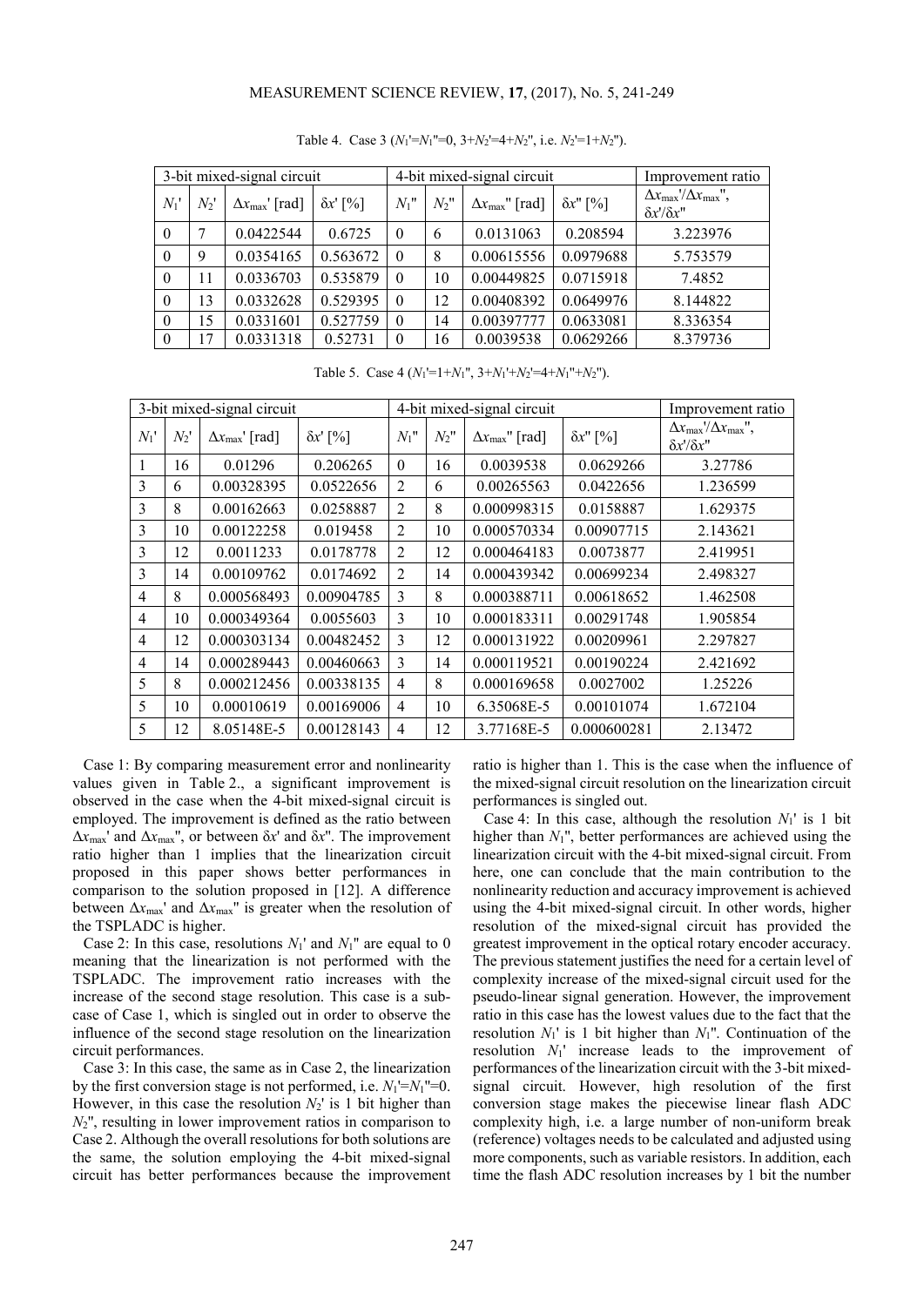Table 4. Case 3 ($N_1'=N_1''=0$, $3+N_2'=4+N_2''$, i.e. $N_2'=1+N_2''$).

| 3-bit mixed-signal circuit | | | | 4-bit mixed-signal circuit | | | | Improvement ratio |
|---|---|---|---|---|---|---|---|---|
| $N_1'$ | $N_2'$ | $\Delta x_{max}'$ [rad] | $\delta x'$ [%] | $N_1''$ | $N_2''$ | $\Delta x_{max}''$ [rad] | $\delta x''$ [%] | $\Delta x_{max}'/\Delta x_{max}''$, $\delta x'/\delta x''$ |
| 0 | 7 | 0.0422544 | 0.6725 | 0 | 6 | 0.0131063 | 0.208594 | 3.223976 |
| 0 | 9 | 0.0354165 | 0.563672 | 0 | 8 | 0.00615556 | 0.0979688 | 5.753579 |
| 0 | 11 | 0.0336703 | 0.535879 | 0 | 10 | 0.00449825 | 0.0715918 | 7.4852 |
| 0 | 13 | 0.0332628 | 0.529395 | 0 | 12 | 0.00408392 | 0.0649976 | 8.144822 |
| 0 | 15 | 0.0331601 | 0.527759 | 0 | 14 | 0.00397777 | 0.0633081 | 8.336354 |
| 0 | 17 | 0.0331318 | 0.52731 | 0 | 16 | 0.0039538 | 0.0629266 | 8.379736 |

Table 5. Case 4 ($N_1'=1+N_1''$, $3+N_1'+N_2'=4+N_1''+N_2''$).

| 3-bit mixed-signal circuit | | | | 4-bit mixed-signal circuit | | | | Improvement ratio |
|---|---|---|---|---|---|---|---|---|
| $N_1'$ | $N_2'$ | $\Delta x_{max}'$ [rad] | $\delta x'$ [%] | $N_1''$ | $N_2''$ | $\Delta x_{max}''$ [rad] | $\delta x''$ [%] | $\Delta x_{max}'/\Delta x_{max}''$, $\delta x'/\delta x''$ |
| 1 | 16 | 0.01296 | 0.206265 | 0 | 16 | 0.0039538 | 0.0629266 | 3.27786 |
| 3 | 6 | 0.00328395 | 0.0522656 | 2 | 6 | 0.00265563 | 0.0422656 | 1.236599 |
| 3 | 8 | 0.00162663 | 0.0258887 | 2 | 8 | 0.000998315 | 0.0158887 | 1.629375 |
| 3 | 10 | 0.00122258 | 0.019458 | 2 | 10 | 0.000570334 | 0.00907715 | 2.143621 |
| 3 | 12 | 0.0011233 | 0.0178778 | 2 | 12 | 0.000464183 | 0.0073877 | 2.419951 |
| 3 | 14 | 0.00109762 | 0.0174692 | 2 | 14 | 0.000439342 | 0.00699234 | 2.498327 |
| 4 | 8 | 0.000568493 | 0.00904785 | 3 | 8 | 0.000388711 | 0.00618652 | 1.462508 |
| 4 | 10 | 0.000349364 | 0.0055603 | 3 | 10 | 0.000183311 | 0.00291748 | 1.905854 |
| 4 | 12 | 0.000303134 | 0.00482452 | 3 | 12 | 0.000131922 | 0.00209961 | 2.297827 |
| 4 | 14 | 0.000289443 | 0.00460663 | 3 | 14 | 0.000119521 | 0.00190224 | 2.421692 |
| 5 | 8 | 0.000212456 | 0.00338135 | 4 | 8 | 0.000169658 | 0.0027002 | 1.25226 |
| 5 | 10 | 0.00010619 | 0.00169006 | 4 | 10 | 6.35068E-5 | 0.00101074 | 1.672104 |
| 5 | 12 | 8.05148E-5 | 0.00128143 | 4 | 12 | 3.77168E-5 | 0.000600281 | 2.13472 |

Case 1: By comparing measurement error and nonlinearity values given in Table 2., a significant improvement is observed in the case when the 4-bit mixed-signal circuit is employed. The improvement is defined as the ratio between $\Delta x_{max}'$ and $\Delta x_{max}''$, or between $\delta x'$ and $\delta x''$. The improvement ratio higher than 1 implies that the linearization circuit proposed in this paper shows better performances in comparison to the solution proposed in [12]. A difference between $\Delta x_{max}'$ and $\Delta x_{max}''$ is greater when the resolution of the TSPLADC is higher.

Case 2: In this case, resolutions $N_1'$ and $N_1''$ are equal to 0 meaning that the linearization is not performed with the TSPLADC. The improvement ratio increases with the increase of the second stage resolution. This case is a sub-case of Case 1, which is singled out in order to observe the influence of the second stage resolution on the linearization circuit performances.

Case 3: In this case, the same as in Case 2, the linearization by the first conversion stage is not performed, i.e. $N_1'=N_1''=0$. However, in this case the resolution $N_2'$ is 1 bit higher than $N_2''$, resulting in lower improvement ratios in comparison to Case 2. Although the overall resolutions for both solutions are the same, the solution employing the 4-bit mixed-signal circuit has better performances because the improvement ratio is higher than 1. This is the case when the influence of the mixed-signal circuit resolution on the linearization circuit performances is singled out.

Case 4: In this case, although the resolution $N_1'$ is 1 bit higher than $N_1''$, better performances are achieved using the linearization circuit with the 4-bit mixed-signal circuit. From here, one can conclude that the main contribution to the nonlinearity reduction and accuracy improvement is achieved using the 4-bit mixed-signal circuit. In other words, higher resolution of the mixed-signal circuit has provided the greatest improvement in the optical rotary encoder accuracy. The previous statement justifies the need for a certain level of complexity increase of the mixed-signal circuit used for the pseudo-linear signal generation. However, the improvement ratio in this case has the lowest values due to the fact that the resolution $N_1'$ is 1 bit higher than $N_1''$. Continuation of the resolution $N_1'$ increase leads to the improvement of performances of the linearization circuit with the 3-bit mixed-signal circuit. However, high resolution of the first conversion stage makes the piecewise linear flash ADC complexity high, i.e. a large number of non-uniform break (reference) voltages needs to be calculated and adjusted using more components, such as variable resistors. In addition, each time the flash ADC resolution increases by 1 bit the number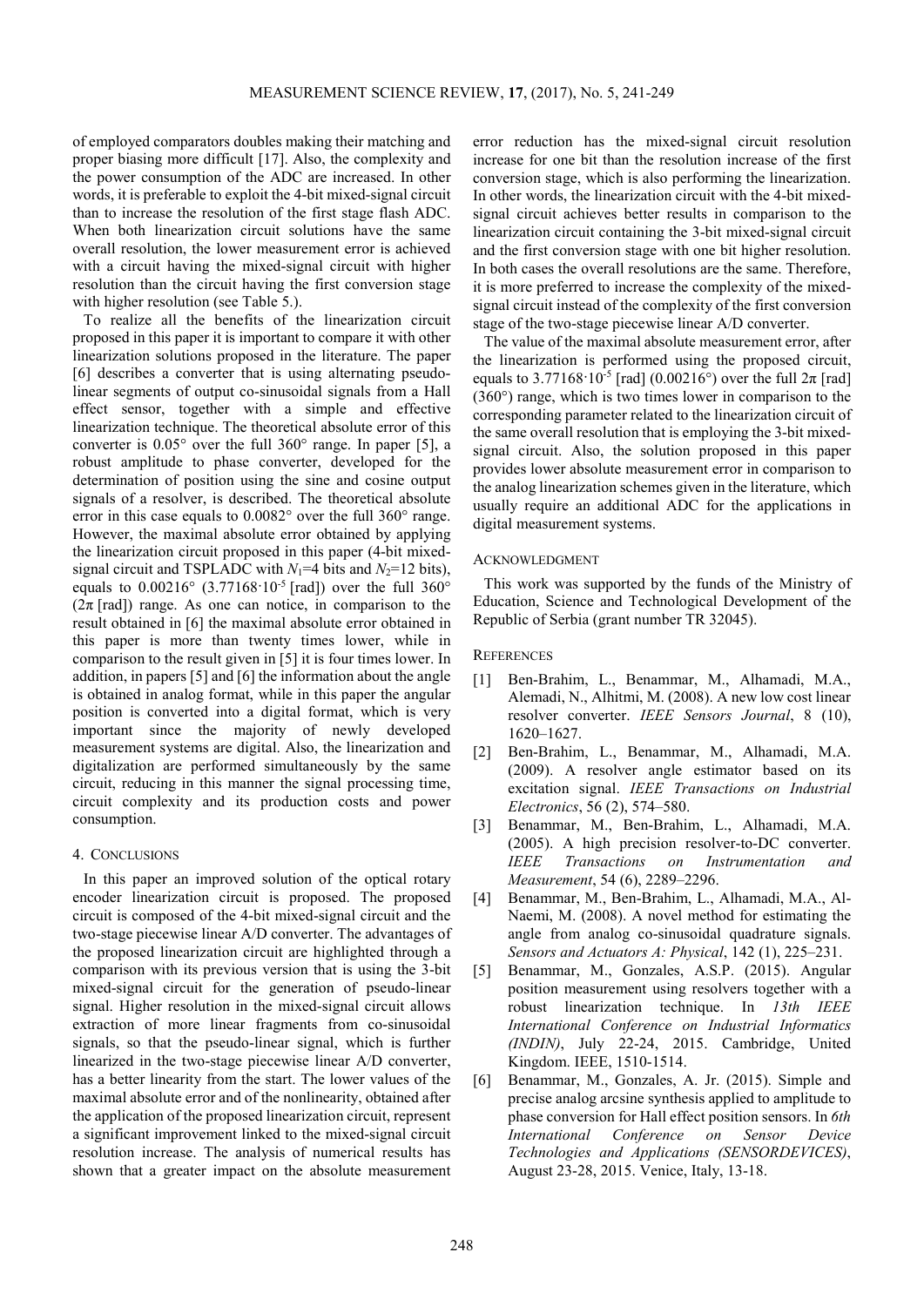of employed comparators doubles making their matching and proper biasing more difficult [17]. Also, the complexity and the power consumption of the ADC are increased. In other words, it is preferable to exploit the 4-bit mixed-signal circuit than to increase the resolution of the first stage flash ADC. When both linearization circuit solutions have the same overall resolution, the lower measurement error is achieved with a circuit having the mixed-signal circuit with higher resolution than the circuit having the first conversion stage with higher resolution (see Table 5.).

To realize all the benefits of the linearization circuit proposed in this paper it is important to compare it with other linearization solutions proposed in the literature. The paper [6] describes a converter that is using alternating pseudo-linear segments of output co-sinusoidal signals from a Hall effect sensor, together with a simple and effective linearization technique. The theoretical absolute error of this converter is 0.05° over the full 360° range. In paper [5], a robust amplitude to phase converter, developed for the determination of position using the sine and cosine output signals of a resolver, is described. The theoretical absolute error in this case equals to 0.0082° over the full 360° range. However, the maximal absolute error obtained by applying the linearization circuit proposed in this paper (4-bit mixed-signal circuit and TSPLADC with $N_1$=4 bits and $N_2$=12 bits), equals to 0.00216° ($3.77168 \cdot 10^{-5}$ [rad]) over the full 360° ($2\pi$ [rad]) range. As one can notice, in comparison to the result obtained in [6] the maximal absolute error obtained in this paper is more than twenty times lower, while in comparison to the result given in [5] it is four times lower. In addition, in papers [5] and [6] the information about the angle is obtained in analog format, while in this paper the angular position is converted into a digital format, which is very important since the majority of newly developed measurement systems are digital. Also, the linearization and digitalization are performed simultaneously by the same circuit, reducing in this manner the signal processing time, circuit complexity and its production costs and power consumption.

## 4. Conclusions

In this paper an improved solution of the optical rotary encoder linearization circuit is proposed. The proposed circuit is composed of the 4-bit mixed-signal circuit and the two-stage piecewise linear A/D converter. The advantages of the proposed linearization circuit are highlighted through a comparison with its previous version that is using the 3-bit mixed-signal circuit for the generation of pseudo-linear signal. Higher resolution in the mixed-signal circuit allows extraction of more linear fragments from co-sinusoidal signals, so that the pseudo-linear signal, which is further linearized in the two-stage piecewise linear A/D converter, has a better linearity from the start. The lower values of the maximal absolute error and of the nonlinearity, obtained after the application of the proposed linearization circuit, represent a significant improvement linked to the mixed-signal circuit resolution increase. The analysis of numerical results has shown that a greater impact on the absolute measurement error reduction has the mixed-signal circuit resolution increase for one bit than the resolution increase of the first conversion stage, which is also performing the linearization. In other words, the linearization circuit with the 4-bit mixed-signal circuit achieves better results in comparison to the linearization circuit containing the 3-bit mixed-signal circuit and the first conversion stage with one bit higher resolution. In both cases the overall resolutions are the same. Therefore, it is more preferred to increase the complexity of the mixed-signal circuit instead of the complexity of the first conversion stage of the two-stage piecewise linear A/D converter.

The value of the maximal absolute measurement error, after the linearization is performed using the proposed circuit, equals to $3.77168 \cdot 10^{-5}$ [rad] (0.00216°) over the full $2\pi$ [rad] (360°) range, which is two times lower in comparison to the corresponding parameter related to the linearization circuit of the same overall resolution that is employing the 3-bit mixed-signal circuit. Also, the solution proposed in this paper provides lower absolute measurement error in comparison to the analog linearization schemes given in the literature, which usually require an additional ADC for the applications in digital measurement systems.

## Acknowledgment

This work was supported by the funds of the Ministry of Education, Science and Technological Development of the Republic of Serbia (grant number TR 32045).

## References

[1] Ben-Brahim, L., Benammar, M., Alhamadi, M.A., Alemadi, N., Alhitmi, M. (2008). A new low cost linear resolver converter. *IEEE Sensors Journal*, 8 (10), 1620–1627.

[2] Ben-Brahim, L., Benammar, M., Alhamadi, M.A. (2009). A resolver angle estimator based on its excitation signal. *IEEE Transactions on Industrial Electronics*, 56 (2), 574–580.

[3] Benammar, M., Ben-Brahim, L., Alhamadi, M.A. (2005). A high precision resolver-to-DC converter. *IEEE Transactions on Instrumentation and Measurement*, 54 (6), 2289–2296.

[4] Benammar, M., Ben-Brahim, L., Alhamadi, M.A., Al-Naemi, M. (2008). A novel method for estimating the angle from analog co-sinusoidal quadrature signals. *Sensors and Actuators A: Physical*, 142 (1), 225–231.

[5] Benammar, M., Gonzales, A.S.P. (2015). Angular position measurement using resolvers together with a robust linearization technique. In *13th IEEE International Conference on Industrial Informatics (INDIN)*, July 22-24, 2015. Cambridge, United Kingdom. IEEE, 1510-1514.

[6] Benammar, M., Gonzales, A. Jr. (2015). Simple and precise analog arcsine synthesis applied to amplitude to phase conversion for Hall effect position sensors. In *6th International Conference on Sensor Device Technologies and Applications (SENSORDEVICES)*, August 23-28, 2015. Venice, Italy, 13-18.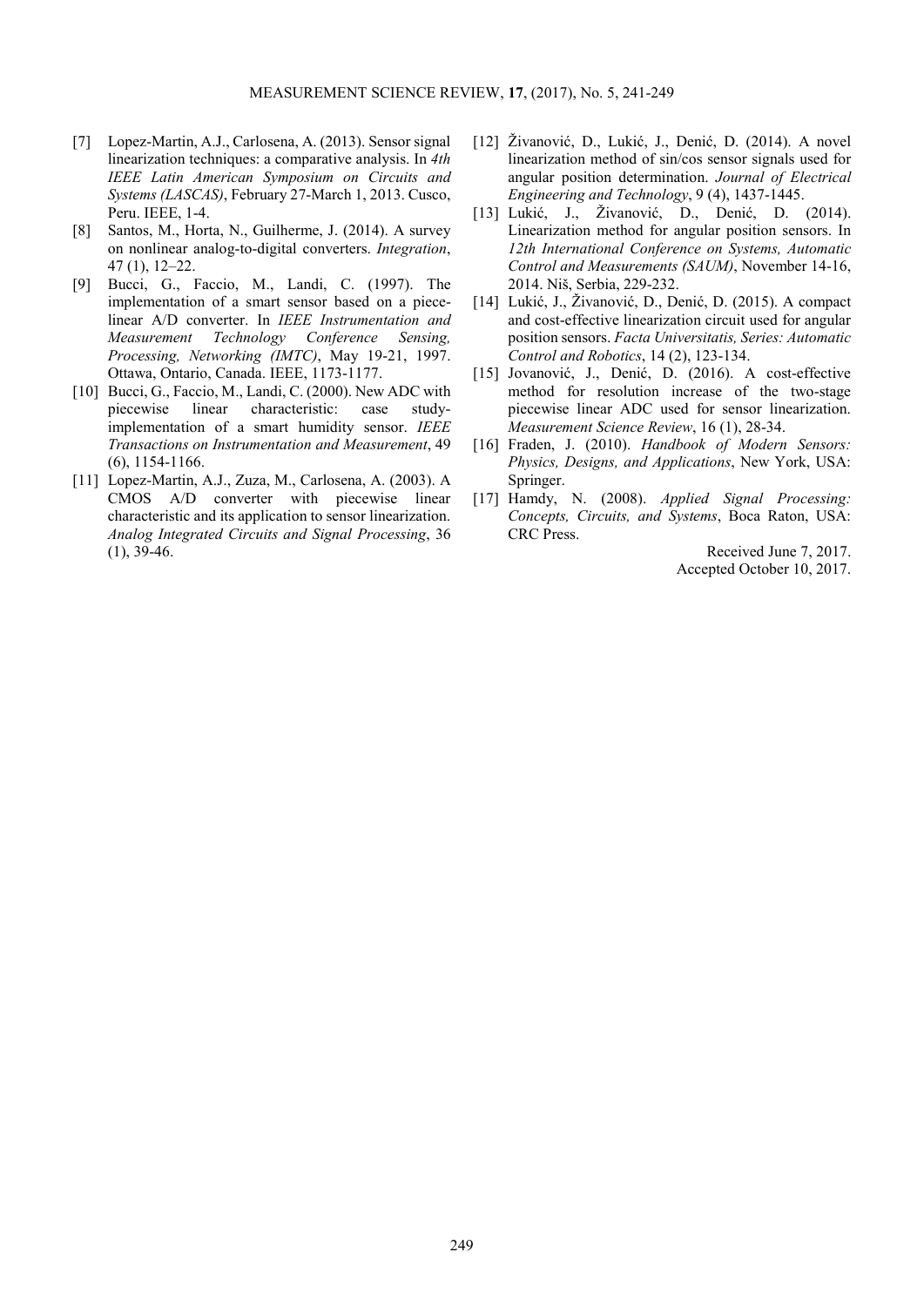[7] Lopez-Martin, A.J., Carlosena, A. (2013). Sensor signal linearization techniques: a comparative analysis. In *4th IEEE Latin American Symposium on Circuits and Systems (LASCAS)*, February 27-March 1, 2013. Cusco, Peru. IEEE, 1-4.

[8] Santos, M., Horta, N., Guilherme, J. (2014). A survey on nonlinear analog-to-digital converters. *Integration*, 47 (1), 12–22.

[9] Bucci, G., Faccio, M., Landi, C. (1997). The implementation of a smart sensor based on a piece-linear A/D converter. In *IEEE Instrumentation and Measurement Technology Conference Sensing, Processing, Networking (IMTC)*, May 19-21, 1997. Ottawa, Ontario, Canada. IEEE, 1173-1177.

[10] Bucci, G., Faccio, M., Landi, C. (2000). New ADC with piecewise linear characteristic: case study-implementation of a smart humidity sensor. *IEEE Transactions on Instrumentation and Measurement*, 49 (6), 1154-1166.

[11] Lopez-Martin, A.J., Zuza, M., Carlosena, A. (2003). A CMOS A/D converter with piecewise linear characteristic and its application to sensor linearization. *Analog Integrated Circuits and Signal Processing*, 36 (1), 39-46.

[12] Živanović, D., Lukić, J., Denić, D. (2014). A novel linearization method of sin/cos sensor signals used for angular position determination. *Journal of Electrical Engineering and Technology*, 9 (4), 1437-1445.

[13] Lukić, J., Živanović, D., Denić, D. (2014). Linearization method for angular position sensors. In *12th International Conference on Systems, Automatic Control and Measurements (SAUM)*, November 14-16, 2014. Niš, Serbia, 229-232.

[14] Lukić, J., Živanović, D., Denić, D. (2015). A compact and cost-effective linearization circuit used for angular position sensors. *Facta Universitatis, Series: Automatic Control and Robotics*, 14 (2), 123-134.

[15] Jovanović, J., Denić, D. (2016). A cost-effective method for resolution increase of the two-stage piecewise linear ADC used for sensor linearization. *Measurement Science Review*, 16 (1), 28-34.

[16] Fraden, J. (2010). *Handbook of Modern Sensors: Physics, Designs, and Applications*, New York, USA: Springer.

[17] Hamdy, N. (2008). *Applied Signal Processing: Concepts, Circuits, and Systems*, Boca Raton, USA: CRC Press.

Received June 7, 2017.
Accepted October 10, 2017.